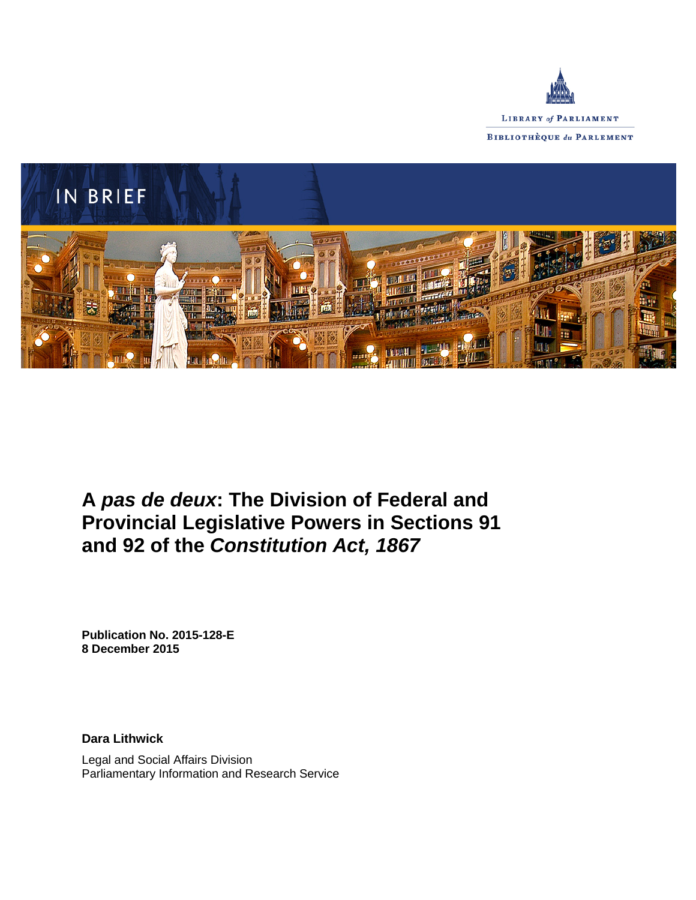LIBRARY *of* PARLIAMENT

BIBLIOTHÈQUE *du* PARLEMENT

IN BRIEF

# A *pas de deux*: The Division of Federal and Provincial Legislative Powers in Sections 91 and 92 of the *Constitution Act, 1867*

**Publication No. 2015-128-E**
**8 December 2015**

**Dara Lithwick**

Legal and Social Affairs Division
Parliamentary Information and Research Service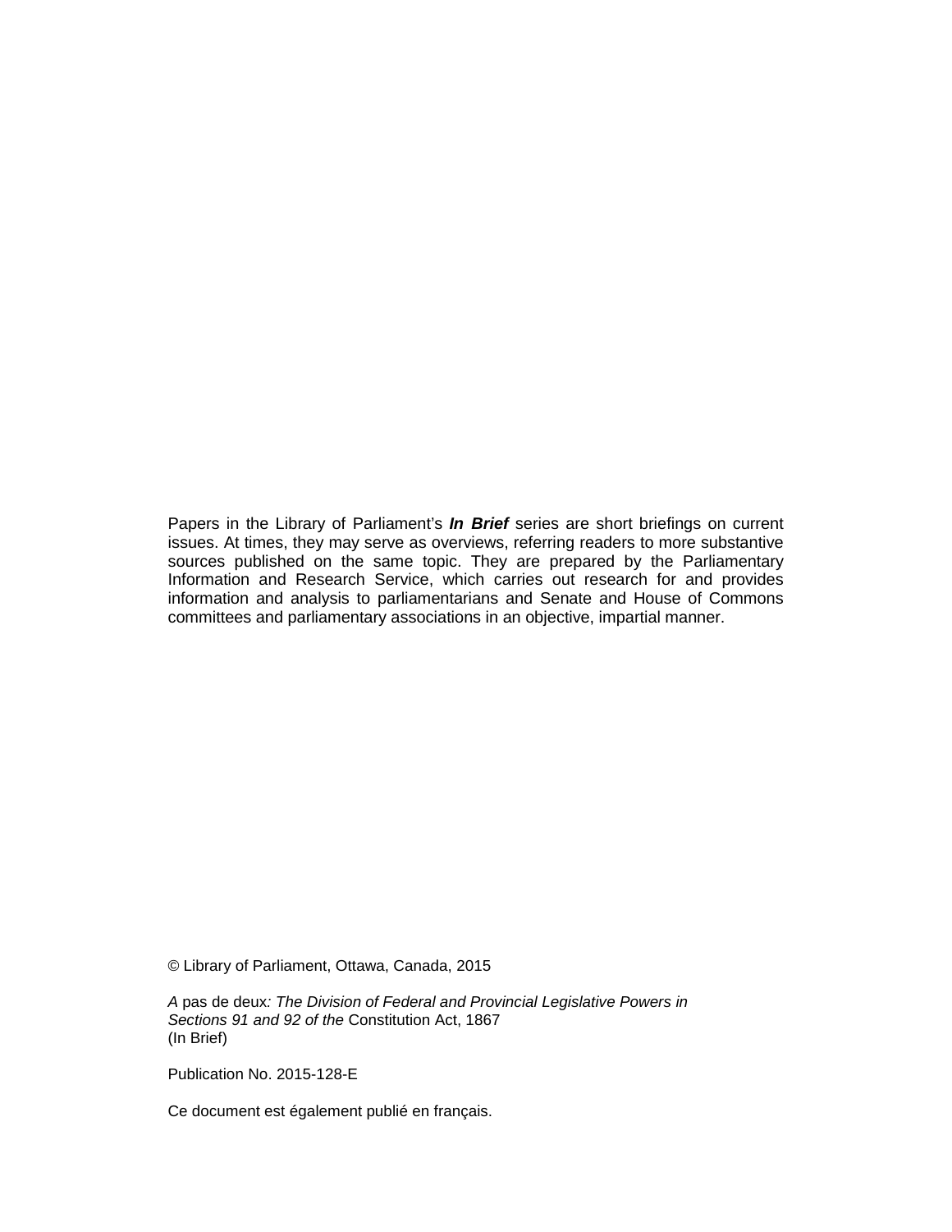Papers in the Library of Parliament's ***In Brief*** series are short briefings on current issues. At times, they may serve as overviews, referring readers to more substantive sources published on the same topic. They are prepared by the Parliamentary Information and Research Service, which carries out research for and provides information and analysis to parliamentarians and Senate and House of Commons committees and parliamentary associations in an objective, impartial manner.

© Library of Parliament, Ottawa, Canada, 2015

*A* pas de deux*: The Division of Federal and Provincial Legislative Powers in Sections 91 and 92 of the* Constitution Act, 1867
(In Brief)

Publication No. 2015-128-E

Ce document est également publié en français.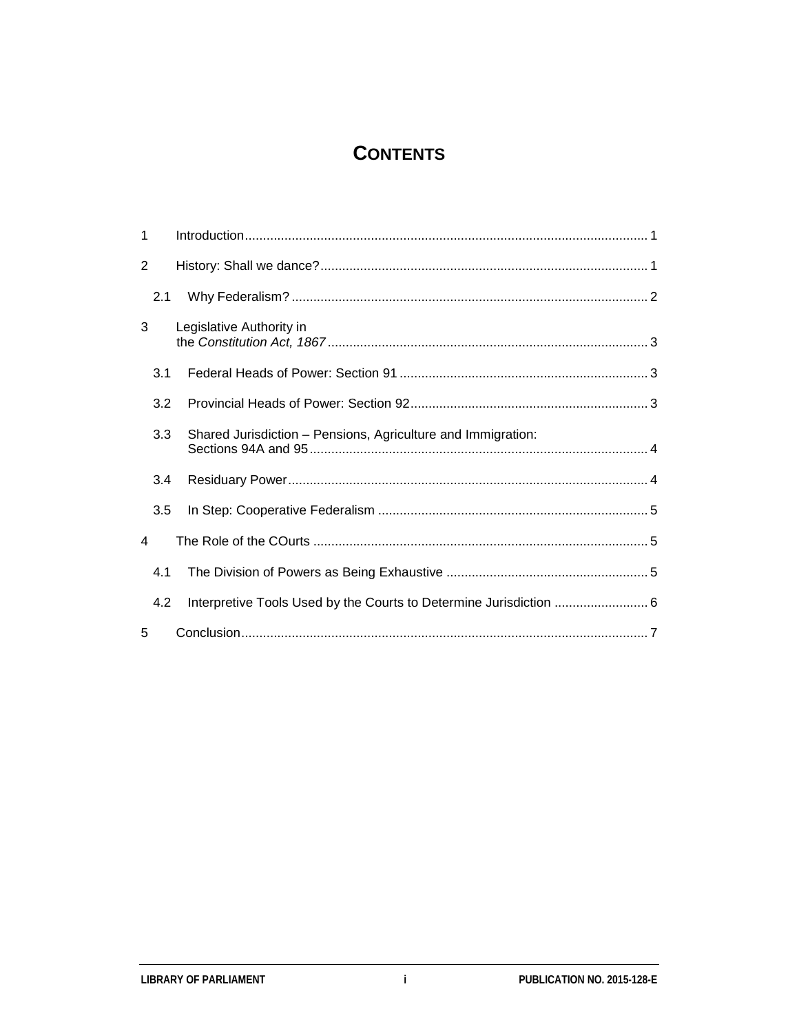# CONTENTS

1 Introduction ........................................................................................................ 1

2 History: Shall we dance? ................................................................................... 1

2.1 Why Federalism? ............................................................................................ 2

3 Legislative Authority in the *Constitution Act, 1867* ......................................................................... 3

3.1 Federal Heads of Power: Section 91 ............................................................... 3

3.2 Provincial Heads of Power: Section 92 ............................................................ 3

3.3 Shared Jurisdiction – Pensions, Agriculture and Immigration: Sections 94A and 95 ........................................................................................... 4

3.4 Residuary Power ............................................................................................... 4

3.5 In Step: Cooperative Federalism ..................................................................... 5

4 The Role of the COurts ...................................................................................... 5

4.1 The Division of Powers as Being Exhaustive ................................................... 5

4.2 Interpretive Tools Used by the Courts to Determine Jurisdiction ...................... 6

5 Conclusion .......................................................................................................... 7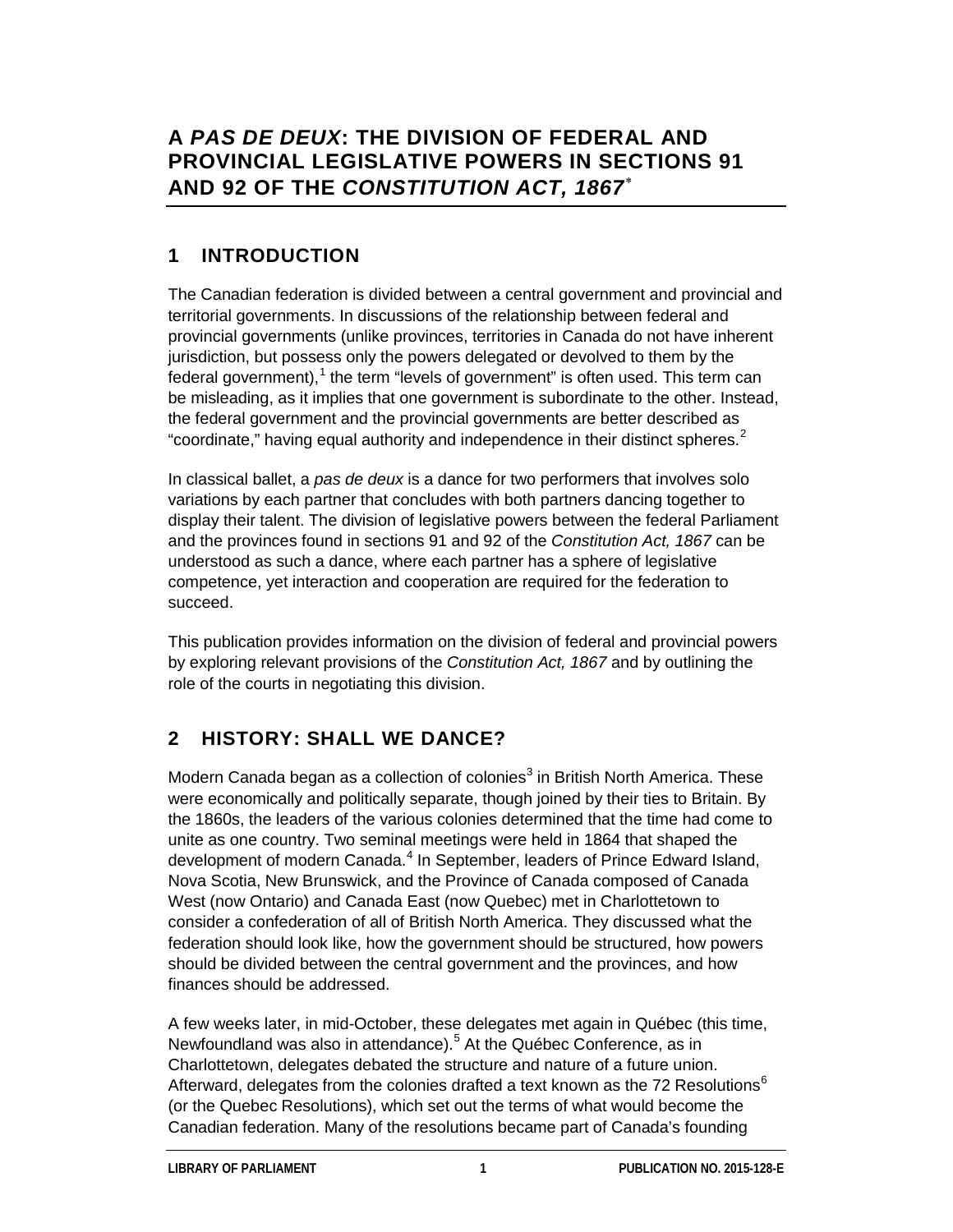# A *PAS DE DEUX*: THE DIVISION OF FEDERAL AND PROVINCIAL LEGISLATIVE POWERS IN SECTIONS 91 AND 92 OF THE *CONSTITUTION ACT, 1867*[*]

## 1 INTRODUCTION

The Canadian federation is divided between a central government and provincial and territorial governments. In discussions of the relationship between federal and provincial governments (unlike provinces, territories in Canada do not have inherent jurisdiction, but possess only the powers delegated or devolved to them by the federal government),[1] the term "levels of government" is often used. This term can be misleading, as it implies that one government is subordinate to the other. Instead, the federal government and the provincial governments are better described as "coordinate," having equal authority and independence in their distinct spheres.[2]

In classical ballet, a *pas de deux* is a dance for two performers that involves solo variations by each partner that concludes with both partners dancing together to display their talent. The division of legislative powers between the federal Parliament and the provinces found in sections 91 and 92 of the *Constitution Act, 1867* can be understood as such a dance, where each partner has a sphere of legislative competence, yet interaction and cooperation are required for the federation to succeed.

This publication provides information on the division of federal and provincial powers by exploring relevant provisions of the *Constitution Act, 1867* and by outlining the role of the courts in negotiating this division.

## 2 HISTORY: SHALL WE DANCE?

Modern Canada began as a collection of colonies[3] in British North America. These were economically and politically separate, though joined by their ties to Britain. By the 1860s, the leaders of the various colonies determined that the time had come to unite as one country. Two seminal meetings were held in 1864 that shaped the development of modern Canada.[4] In September, leaders of Prince Edward Island, Nova Scotia, New Brunswick, and the Province of Canada composed of Canada West (now Ontario) and Canada East (now Quebec) met in Charlottetown to consider a confederation of all of British North America. They discussed what the federation should look like, how the government should be structured, how powers should be divided between the central government and the provinces, and how finances should be addressed.

A few weeks later, in mid-October, these delegates met again in Québec (this time, Newfoundland was also in attendance).[5] At the Québec Conference, as in Charlottetown, delegates debated the structure and nature of a future union. Afterward, delegates from the colonies drafted a text known as the 72 Resolutions[6] (or the Quebec Resolutions), which set out the terms of what would become the Canadian federation. Many of the resolutions became part of Canada's founding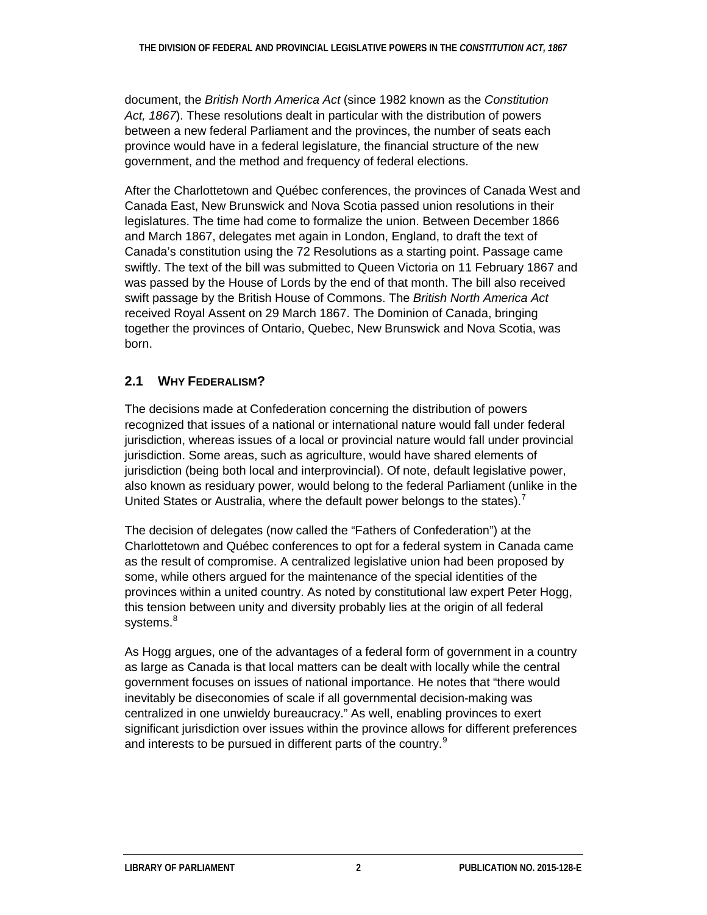document, the *British North America Act* (since 1982 known as the *Constitution Act, 1867*). These resolutions dealt in particular with the distribution of powers between a new federal Parliament and the provinces, the number of seats each province would have in a federal legislature, the financial structure of the new government, and the method and frequency of federal elections.

After the Charlottetown and Québec conferences, the provinces of Canada West and Canada East, New Brunswick and Nova Scotia passed union resolutions in their legislatures. The time had come to formalize the union. Between December 1866 and March 1867, delegates met again in London, England, to draft the text of Canada's constitution using the 72 Resolutions as a starting point. Passage came swiftly. The text of the bill was submitted to Queen Victoria on 11 February 1867 and was passed by the House of Lords by the end of that month. The bill also received swift passage by the British House of Commons. The *British North America Act* received Royal Assent on 29 March 1867. The Dominion of Canada, bringing together the provinces of Ontario, Quebec, New Brunswick and Nova Scotia, was born.

## 2.1 Why Federalism?

The decisions made at Confederation concerning the distribution of powers recognized that issues of a national or international nature would fall under federal jurisdiction, whereas issues of a local or provincial nature would fall under provincial jurisdiction. Some areas, such as agriculture, would have shared elements of jurisdiction (being both local and interprovincial). Of note, default legislative power, also known as residuary power, would belong to the federal Parliament (unlike in the United States or Australia, where the default power belongs to the states).[7]

The decision of delegates (now called the "Fathers of Confederation") at the Charlottetown and Québec conferences to opt for a federal system in Canada came as the result of compromise. A centralized legislative union had been proposed by some, while others argued for the maintenance of the special identities of the provinces within a united country. As noted by constitutional law expert Peter Hogg, this tension between unity and diversity probably lies at the origin of all federal systems.[8]

As Hogg argues, one of the advantages of a federal form of government in a country as large as Canada is that local matters can be dealt with locally while the central government focuses on issues of national importance. He notes that "there would inevitably be diseconomies of scale if all governmental decision-making was centralized in one unwieldy bureaucracy." As well, enabling provinces to exert significant jurisdiction over issues within the province allows for different preferences and interests to be pursued in different parts of the country.[9]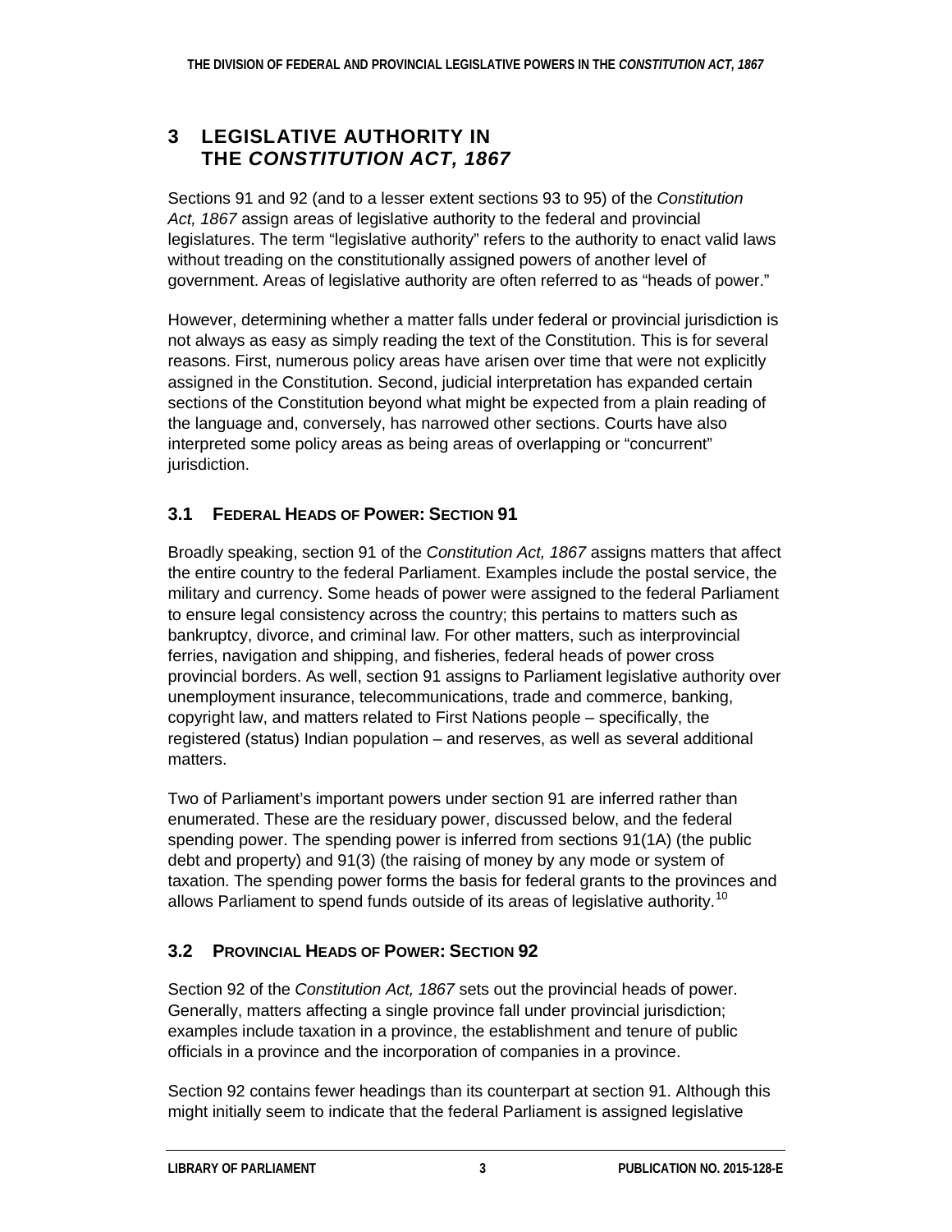## 3 LEGISLATIVE AUTHORITY IN THE *CONSTITUTION ACT, 1867*

Sections 91 and 92 (and to a lesser extent sections 93 to 95) of the *Constitution Act, 1867* assign areas of legislative authority to the federal and provincial legislatures. The term "legislative authority" refers to the authority to enact valid laws without treading on the constitutionally assigned powers of another level of government. Areas of legislative authority are often referred to as "heads of power."

However, determining whether a matter falls under federal or provincial jurisdiction is not always as easy as simply reading the text of the Constitution. This is for several reasons. First, numerous policy areas have arisen over time that were not explicitly assigned in the Constitution. Second, judicial interpretation has expanded certain sections of the Constitution beyond what might be expected from a plain reading of the language and, conversely, has narrowed other sections. Courts have also interpreted some policy areas as being areas of overlapping or "concurrent" jurisdiction.

### 3.1 FEDERAL HEADS OF POWER: SECTION 91

Broadly speaking, section 91 of the *Constitution Act, 1867* assigns matters that affect the entire country to the federal Parliament. Examples include the postal service, the military and currency. Some heads of power were assigned to the federal Parliament to ensure legal consistency across the country; this pertains to matters such as bankruptcy, divorce, and criminal law. For other matters, such as interprovincial ferries, navigation and shipping, and fisheries, federal heads of power cross provincial borders. As well, section 91 assigns to Parliament legislative authority over unemployment insurance, telecommunications, trade and commerce, banking, copyright law, and matters related to First Nations people – specifically, the registered (status) Indian population – and reserves, as well as several additional matters.

Two of Parliament's important powers under section 91 are inferred rather than enumerated. These are the residuary power, discussed below, and the federal spending power. The spending power is inferred from sections 91(1A) (the public debt and property) and 91(3) (the raising of money by any mode or system of taxation. The spending power forms the basis for federal grants to the provinces and allows Parliament to spend funds outside of its areas of legislative authority.[10]

### 3.2 PROVINCIAL HEADS OF POWER: SECTION 92

Section 92 of the *Constitution Act, 1867* sets out the provincial heads of power. Generally, matters affecting a single province fall under provincial jurisdiction; examples include taxation in a province, the establishment and tenure of public officials in a province and the incorporation of companies in a province.

Section 92 contains fewer headings than its counterpart at section 91. Although this might initially seem to indicate that the federal Parliament is assigned legislative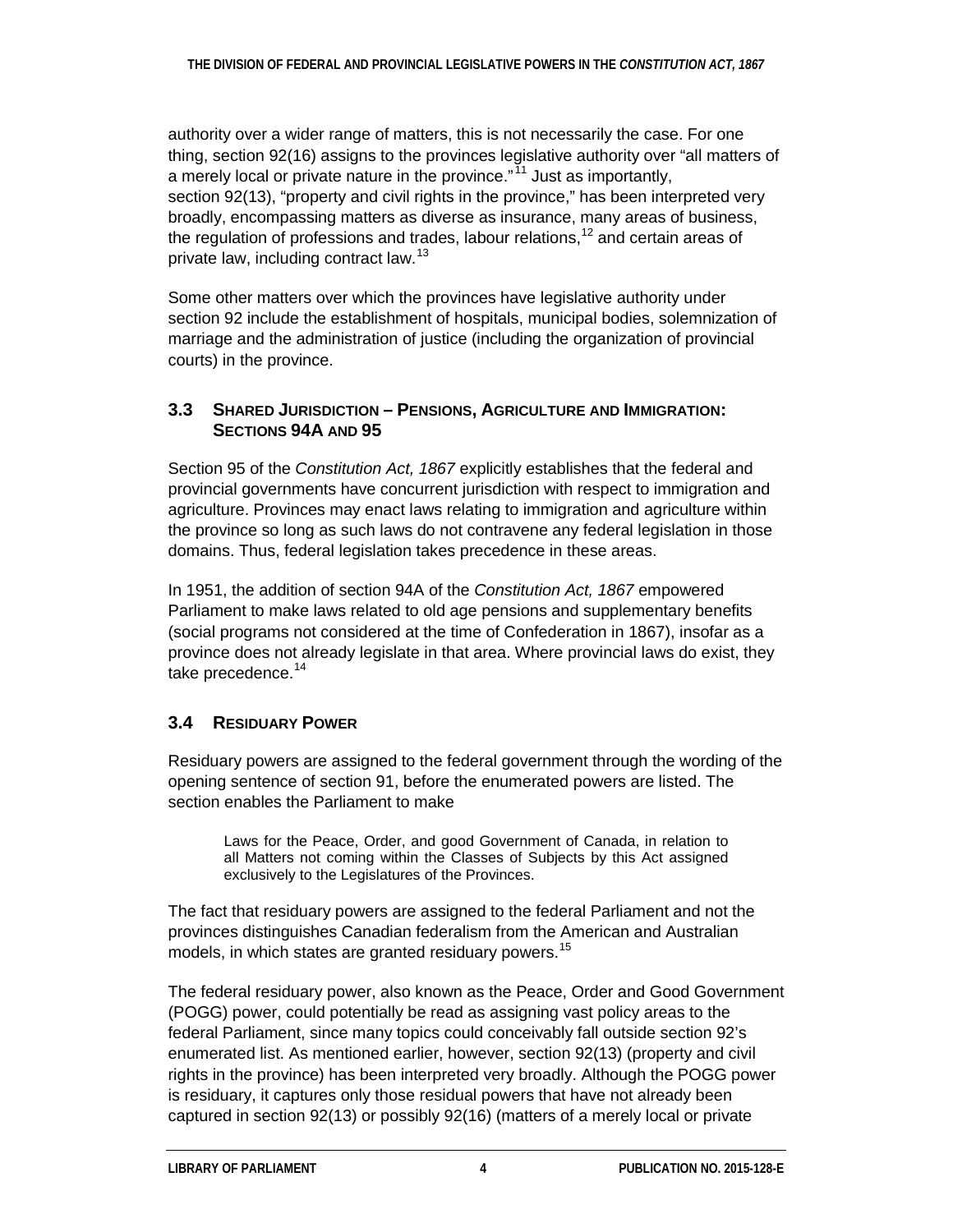authority over a wider range of matters, this is not necessarily the case. For one thing, section 92(16) assigns to the provinces legislative authority over "all matters of a merely local or private nature in the province."[11] Just as importantly, section 92(13), "property and civil rights in the province," has been interpreted very broadly, encompassing matters as diverse as insurance, many areas of business, the regulation of professions and trades, labour relations,[12] and certain areas of private law, including contract law.[13]

Some other matters over which the provinces have legislative authority under section 92 include the establishment of hospitals, municipal bodies, solemnization of marriage and the administration of justice (including the organization of provincial courts) in the province.

### 3.3 Shared Jurisdiction – Pensions, Agriculture and Immigration: Sections 94A and 95

Section 95 of the *Constitution Act, 1867* explicitly establishes that the federal and provincial governments have concurrent jurisdiction with respect to immigration and agriculture. Provinces may enact laws relating to immigration and agriculture within the province so long as such laws do not contravene any federal legislation in those domains. Thus, federal legislation takes precedence in these areas.

In 1951, the addition of section 94A of the *Constitution Act, 1867* empowered Parliament to make laws related to old age pensions and supplementary benefits (social programs not considered at the time of Confederation in 1867), insofar as a province does not already legislate in that area. Where provincial laws do exist, they take precedence.[14]

### 3.4 Residuary Power

Residuary powers are assigned to the federal government through the wording of the opening sentence of section 91, before the enumerated powers are listed. The section enables the Parliament to make

> Laws for the Peace, Order, and good Government of Canada, in relation to all Matters not coming within the Classes of Subjects by this Act assigned exclusively to the Legislatures of the Provinces.

The fact that residuary powers are assigned to the federal Parliament and not the provinces distinguishes Canadian federalism from the American and Australian models, in which states are granted residuary powers.[15]

The federal residuary power, also known as the Peace, Order and Good Government (POGG) power, could potentially be read as assigning vast policy areas to the federal Parliament, since many topics could conceivably fall outside section 92's enumerated list. As mentioned earlier, however, section 92(13) (property and civil rights in the province) has been interpreted very broadly. Although the POGG power is residuary, it captures only those residual powers that have not already been captured in section 92(13) or possibly 92(16) (matters of a merely local or private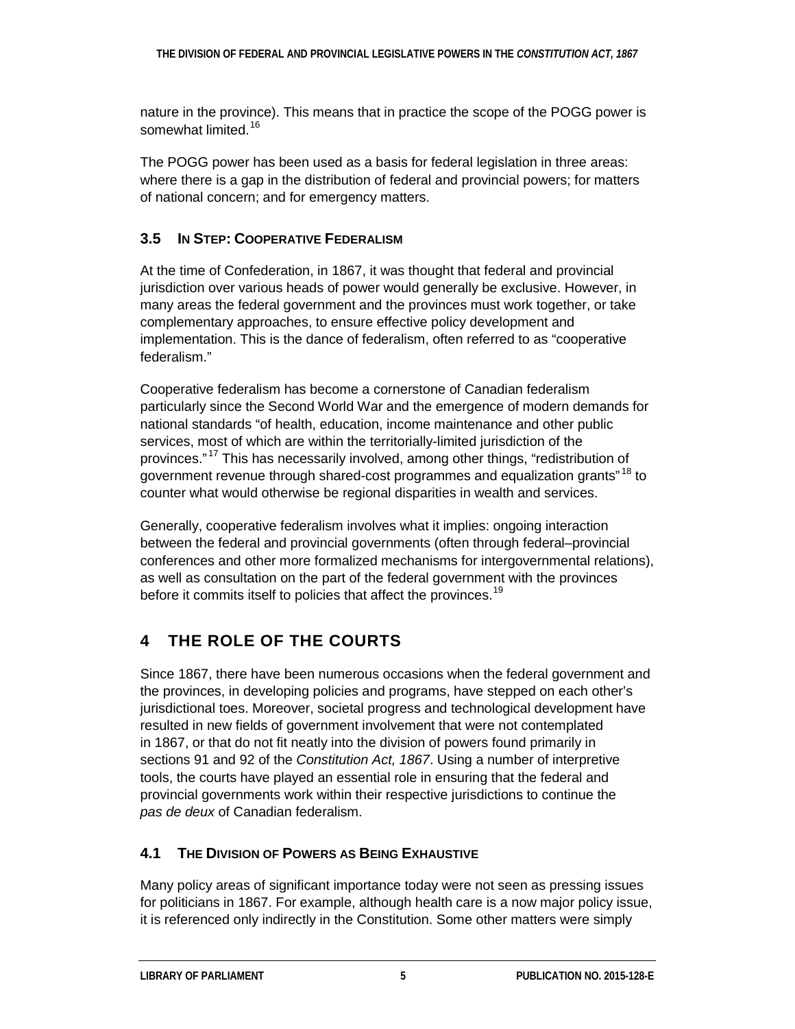nature in the province). This means that in practice the scope of the POGG power is somewhat limited.[16]

The POGG power has been used as a basis for federal legislation in three areas: where there is a gap in the distribution of federal and provincial powers; for matters of national concern; and for emergency matters.

### 3.5 In Step: Cooperative Federalism

At the time of Confederation, in 1867, it was thought that federal and provincial jurisdiction over various heads of power would generally be exclusive. However, in many areas the federal government and the provinces must work together, or take complementary approaches, to ensure effective policy development and implementation. This is the dance of federalism, often referred to as "cooperative federalism."

Cooperative federalism has become a cornerstone of Canadian federalism particularly since the Second World War and the emergence of modern demands for national standards "of health, education, income maintenance and other public services, most of which are within the territorially-limited jurisdiction of the provinces."[17] This has necessarily involved, among other things, "redistribution of government revenue through shared-cost programmes and equalization grants"[18] to counter what would otherwise be regional disparities in wealth and services.

Generally, cooperative federalism involves what it implies: ongoing interaction between the federal and provincial governments (often through federal–provincial conferences and other more formalized mechanisms for intergovernmental relations), as well as consultation on the part of the federal government with the provinces before it commits itself to policies that affect the provinces.[19]

## 4 THE ROLE OF THE COURTS

Since 1867, there have been numerous occasions when the federal government and the provinces, in developing policies and programs, have stepped on each other's jurisdictional toes. Moreover, societal progress and technological development have resulted in new fields of government involvement that were not contemplated in 1867, or that do not fit neatly into the division of powers found primarily in sections 91 and 92 of the *Constitution Act, 1867*. Using a number of interpretive tools, the courts have played an essential role in ensuring that the federal and provincial governments work within their respective jurisdictions to continue the *pas de deux* of Canadian federalism.

### 4.1 The Division of Powers as Being Exhaustive

Many policy areas of significant importance today were not seen as pressing issues for politicians in 1867. For example, although health care is a now major policy issue, it is referenced only indirectly in the Constitution. Some other matters were simply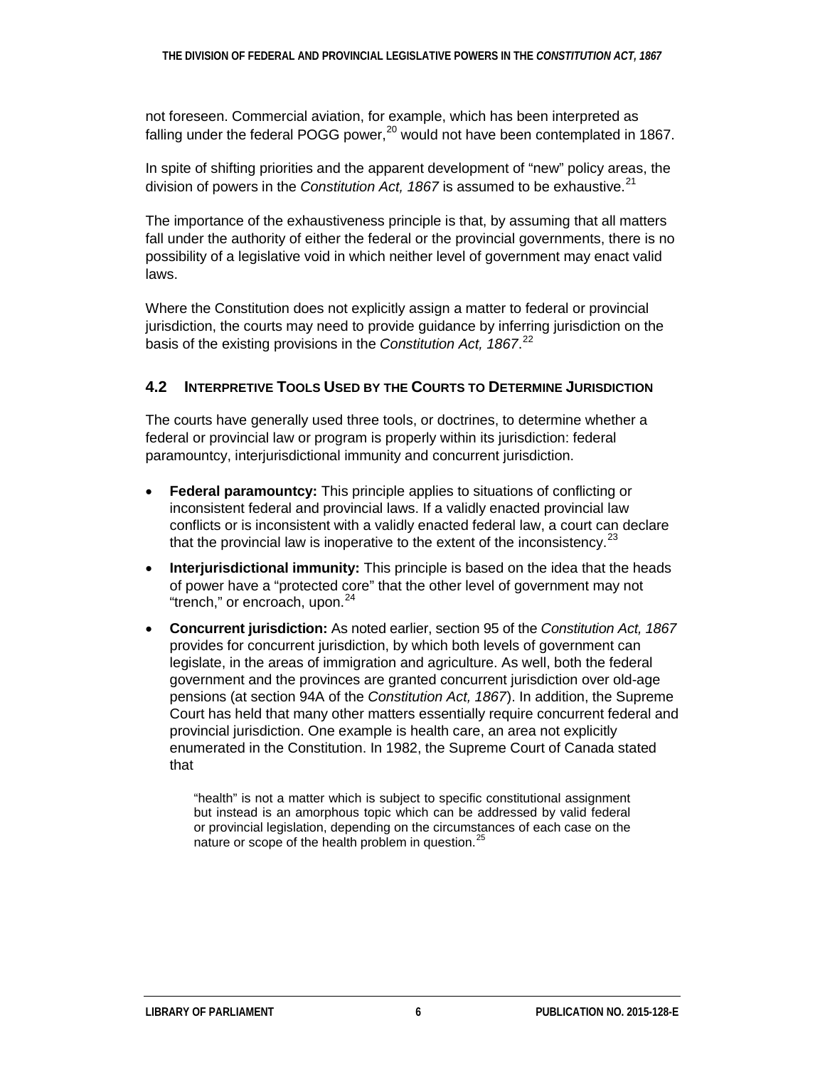not foreseen. Commercial aviation, for example, which has been interpreted as falling under the federal POGG power,[20] would not have been contemplated in 1867.

In spite of shifting priorities and the apparent development of "new" policy areas, the division of powers in the *Constitution Act, 1867* is assumed to be exhaustive.[21]

The importance of the exhaustiveness principle is that, by assuming that all matters fall under the authority of either the federal or the provincial governments, there is no possibility of a legislative void in which neither level of government may enact valid laws.

Where the Constitution does not explicitly assign a matter to federal or provincial jurisdiction, the courts may need to provide guidance by inferring jurisdiction on the basis of the existing provisions in the *Constitution Act, 1867*.[22]

### 4.2 Interpretive Tools Used by the Courts to Determine Jurisdiction

The courts have generally used three tools, or doctrines, to determine whether a federal or provincial law or program is properly within its jurisdiction: federal paramountcy, interjurisdictional immunity and concurrent jurisdiction.

- **Federal paramountcy:** This principle applies to situations of conflicting or inconsistent federal and provincial laws. If a validly enacted provincial law conflicts or is inconsistent with a validly enacted federal law, a court can declare that the provincial law is inoperative to the extent of the inconsistency.[23]
- **Interjurisdictional immunity:** This principle is based on the idea that the heads of power have a "protected core" that the other level of government may not "trench," or encroach, upon.[24]
- **Concurrent jurisdiction:** As noted earlier, section 95 of the *Constitution Act, 1867* provides for concurrent jurisdiction, by which both levels of government can legislate, in the areas of immigration and agriculture. As well, both the federal government and the provinces are granted concurrent jurisdiction over old-age pensions (at section 94A of the *Constitution Act, 1867*). In addition, the Supreme Court has held that many other matters essentially require concurrent federal and provincial jurisdiction. One example is health care, an area not explicitly enumerated in the Constitution. In 1982, the Supreme Court of Canada stated that

  > "health" is not a matter which is subject to specific constitutional assignment but instead is an amorphous topic which can be addressed by valid federal or provincial legislation, depending on the circumstances of each case on the nature or scope of the health problem in question.[25]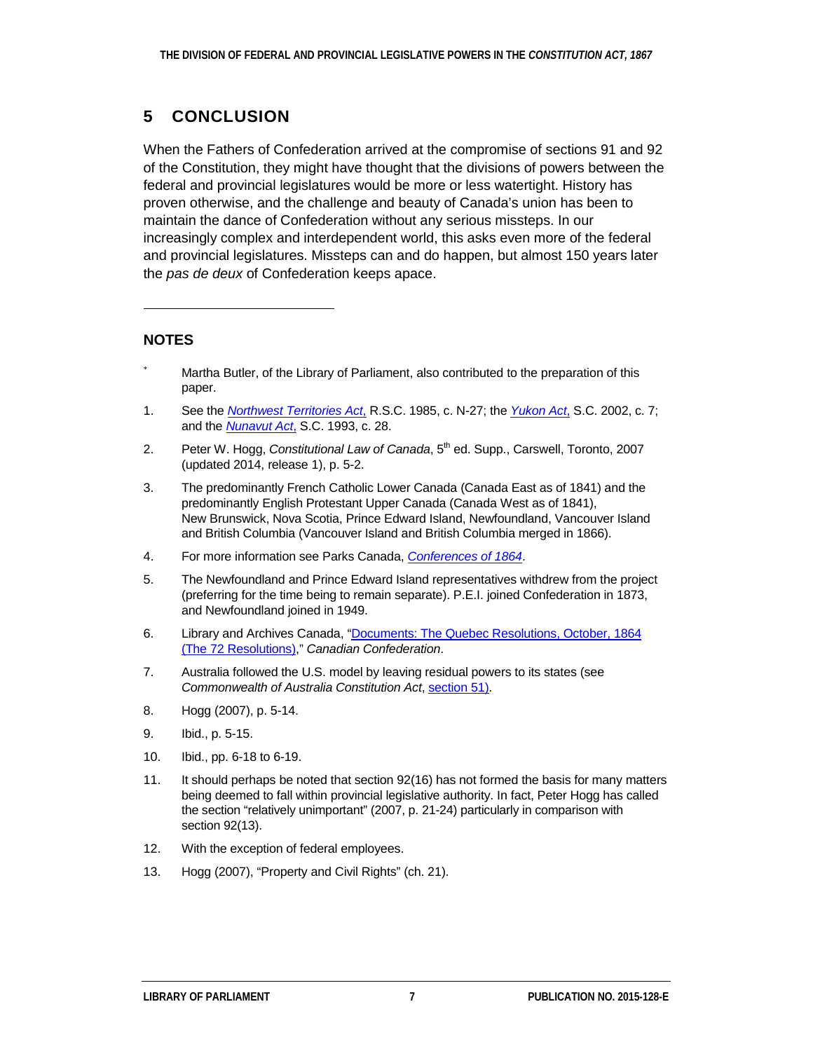## 5 CONCLUSION

When the Fathers of Confederation arrived at the compromise of sections 91 and 92 of the Constitution, they might have thought that the divisions of powers between the federal and provincial legislatures would be more or less watertight. History has proven otherwise, and the challenge and beauty of Canada's union has been to maintain the dance of Confederation without any serious missteps. In our increasingly complex and interdependent world, this asks even more of the federal and provincial legislatures. Missteps can and do happen, but almost 150 years later the *pas de deux* of Confederation keeps apace.

---

### NOTES

\* Martha Butler, of the Library of Parliament, also contributed to the preparation of this paper.

1. See the *Northwest Territories Act*, R.S.C. 1985, c. N-27; the *Yukon Act*, S.C. 2002, c. 7; and the *Nunavut Act*, S.C. 1993, c. 28.
2. Peter W. Hogg, *Constitutional Law of Canada*, 5th ed. Supp., Carswell, Toronto, 2007 (updated 2014, release 1), p. 5-2.
3. The predominantly French Catholic Lower Canada (Canada East as of 1841) and the predominantly English Protestant Upper Canada (Canada West as of 1841), New Brunswick, Nova Scotia, Prince Edward Island, Newfoundland, Vancouver Island and British Columbia (Vancouver Island and British Columbia merged in 1866).
4. For more information see Parks Canada, *Conferences of 1864*.
5. The Newfoundland and Prince Edward Island representatives withdrew from the project (preferring for the time being to remain separate). P.E.I. joined Confederation in 1873, and Newfoundland joined in 1949.
6. Library and Archives Canada, "Documents: The Quebec Resolutions, October, 1864 (The 72 Resolutions)," *Canadian Confederation*.
7. Australia followed the U.S. model by leaving residual powers to its states (see *Commonwealth of Australia Constitution Act*, section 51).
8. Hogg (2007), p. 5-14.
9. Ibid., p. 5-15.
10. Ibid., pp. 6-18 to 6-19.
11. It should perhaps be noted that section 92(16) has not formed the basis for many matters being deemed to fall within provincial legislative authority. In fact, Peter Hogg has called the section "relatively unimportant" (2007, p. 21-24) particularly in comparison with section 92(13).
12. With the exception of federal employees.
13. Hogg (2007), "Property and Civil Rights" (ch. 21).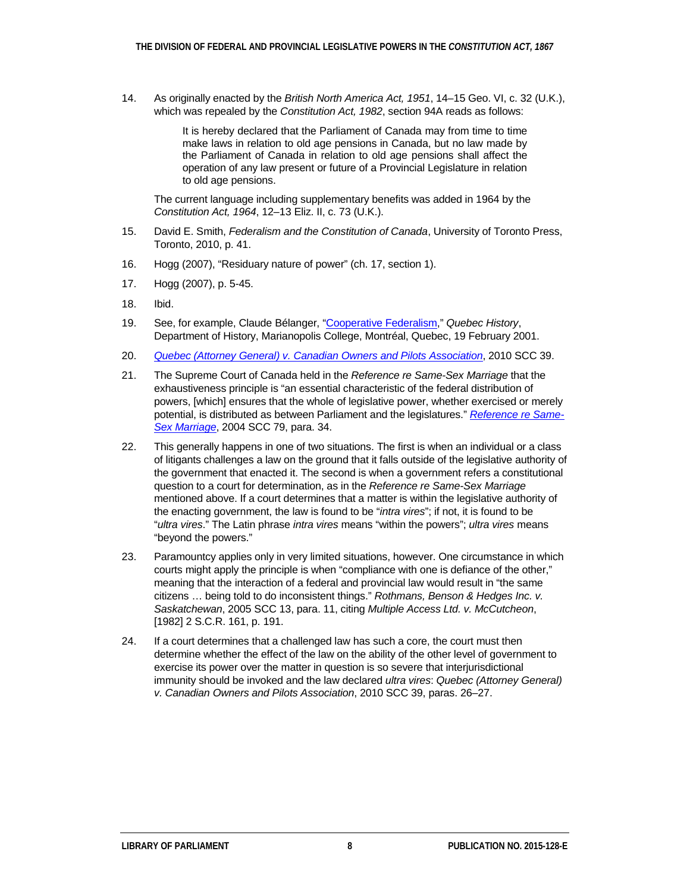14. As originally enacted by the *British North America Act, 1951*, 14–15 Geo. VI, c. 32 (U.K.), which was repealed by the *Constitution Act, 1982*, section 94A reads as follows:

    > It is hereby declared that the Parliament of Canada may from time to time make laws in relation to old age pensions in Canada, but no law made by the Parliament of Canada in relation to old age pensions shall affect the operation of any law present or future of a Provincial Legislature in relation to old age pensions.

    The current language including supplementary benefits was added in 1964 by the *Constitution Act, 1964*, 12–13 Eliz. II, c. 73 (U.K.).

15. David E. Smith, *Federalism and the Constitution of Canada*, University of Toronto Press, Toronto, 2010, p. 41.

16. Hogg (2007), "Residuary nature of power" (ch. 17, section 1).

17. Hogg (2007), p. 5-45.

18. Ibid.

19. See, for example, Claude Bélanger, "Cooperative Federalism," *Quebec History*, Department of History, Marianopolis College, Montréal, Quebec, 19 February 2001.

20. *Quebec (Attorney General) v. Canadian Owners and Pilots Association*, 2010 SCC 39.

21. The Supreme Court of Canada held in the *Reference re Same-Sex Marriage* that the exhaustiveness principle is "an essential characteristic of the federal distribution of powers, [which] ensures that the whole of legislative power, whether exercised or merely potential, is distributed as between Parliament and the legislatures." *Reference re Same-Sex Marriage*, 2004 SCC 79, para. 34.

22. This generally happens in one of two situations. The first is when an individual or a class of litigants challenges a law on the ground that it falls outside of the legislative authority of the government that enacted it. The second is when a government refers a constitutional question to a court for determination, as in the *Reference re Same-Sex Marriage* mentioned above. If a court determines that a matter is within the legislative authority of the enacting government, the law is found to be "*intra vires*"; if not, it is found to be "*ultra vires*." The Latin phrase *intra vires* means "within the powers"; *ultra vires* means "beyond the powers."

23. Paramountcy applies only in very limited situations, however. One circumstance in which courts might apply the principle is when "compliance with one is defiance of the other," meaning that the interaction of a federal and provincial law would result in "the same citizens … being told to do inconsistent things." *Rothmans, Benson & Hedges Inc. v. Saskatchewan*, 2005 SCC 13, para. 11, citing *Multiple Access Ltd. v. McCutcheon*, [1982] 2 S.C.R. 161, p. 191.

24. If a court determines that a challenged law has such a core, the court must then determine whether the effect of the law on the ability of the other level of government to exercise its power over the matter in question is so severe that interjurisdictional immunity should be invoked and the law declared *ultra vires*: *Quebec (Attorney General) v. Canadian Owners and Pilots Association*, 2010 SCC 39, paras. 26–27.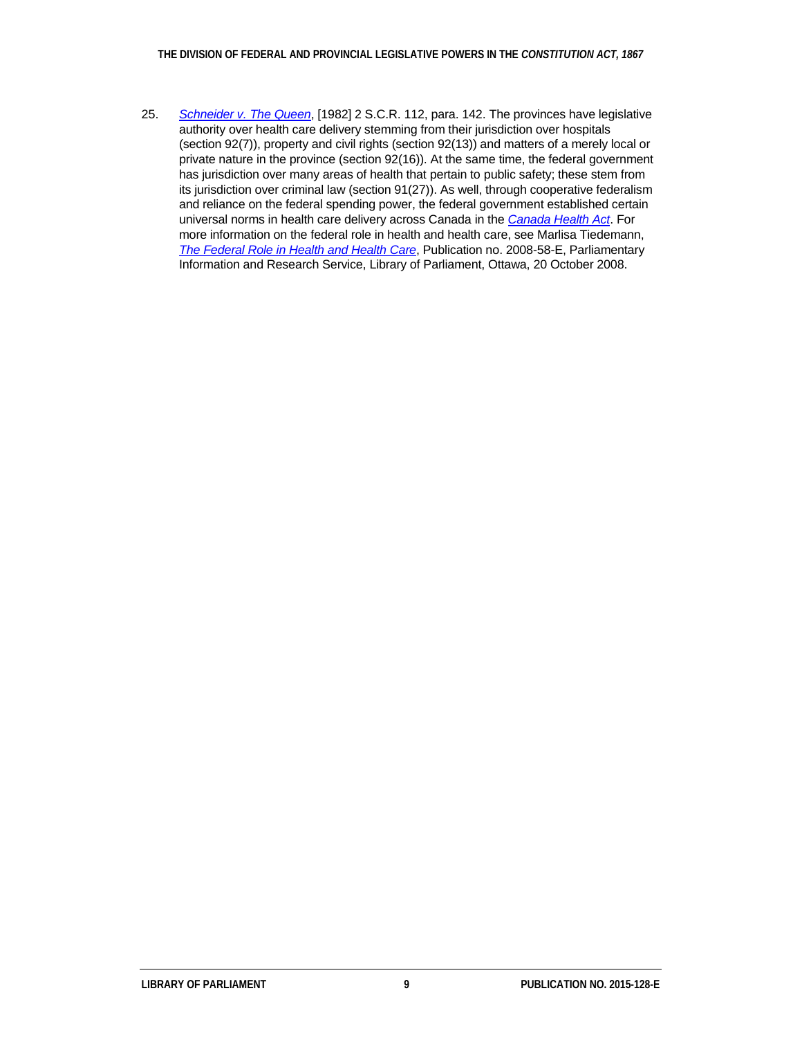25. *Schneider v. The Queen*, [1982] 2 S.C.R. 112, para. 142. The provinces have legislative authority over health care delivery stemming from their jurisdiction over hospitals (section 92(7)), property and civil rights (section 92(13)) and matters of a merely local or private nature in the province (section 92(16)). At the same time, the federal government has jurisdiction over many areas of health that pertain to public safety; these stem from its jurisdiction over criminal law (section 91(27)). As well, through cooperative federalism and reliance on the federal spending power, the federal government established certain universal norms in health care delivery across Canada in the *Canada Health Act*. For more information on the federal role in health and health care, see Marlisa Tiedemann, *The Federal Role in Health and Health Care*, Publication no. 2008-58-E, Parliamentary Information and Research Service, Library of Parliament, Ottawa, 20 October 2008.